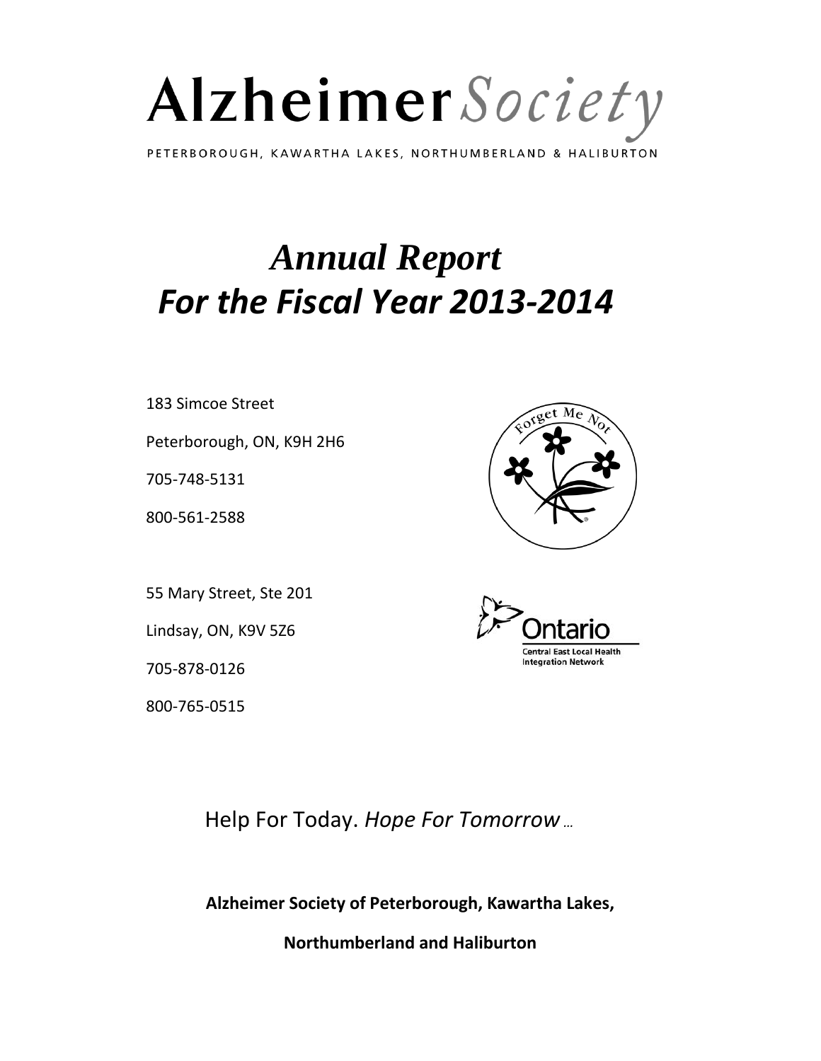# Alzheimer Society

PETERBOROUGH, KAWARTHA LAKES, NORTHUMBERLAND & HALIBURTON

# *Annual Report*
# *For the Fiscal Year 2013-2014*

183 Simcoe Street

Peterborough, ON, K9H 2H6

705-748-5131

800-561-2588

Forget Me Not

55 Mary Street, Ste 201

Lindsay, ON, K9V 5Z6

705-878-0126

800-765-0515

Ontario
Central East Local Health Integration Network

Help For Today. *Hope For Tomorrow…*

**Alzheimer Society of Peterborough, Kawartha Lakes,**

**Northumberland and Haliburton**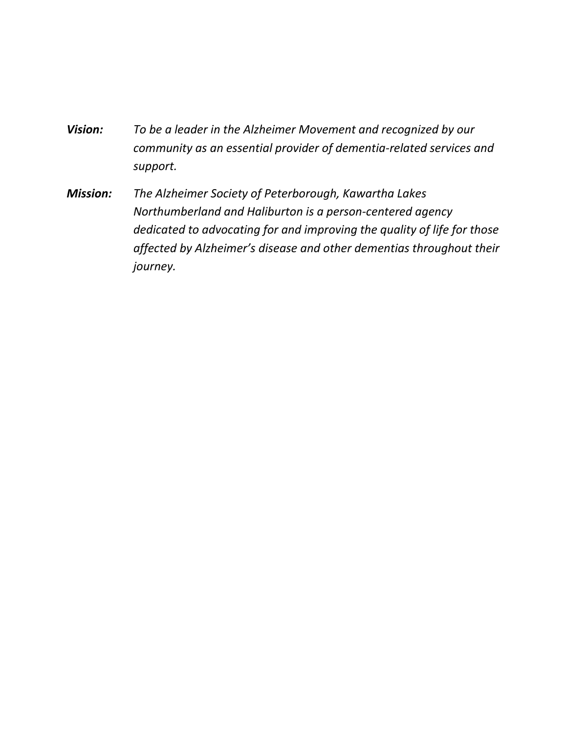***Vision:*** *To be a leader in the Alzheimer Movement and recognized by our community as an essential provider of dementia-related services and support.*

***Mission:*** *The Alzheimer Society of Peterborough, Kawartha Lakes Northumberland and Haliburton is a person-centered agency dedicated to advocating for and improving the quality of life for those affected by Alzheimer's disease and other dementias throughout their journey.*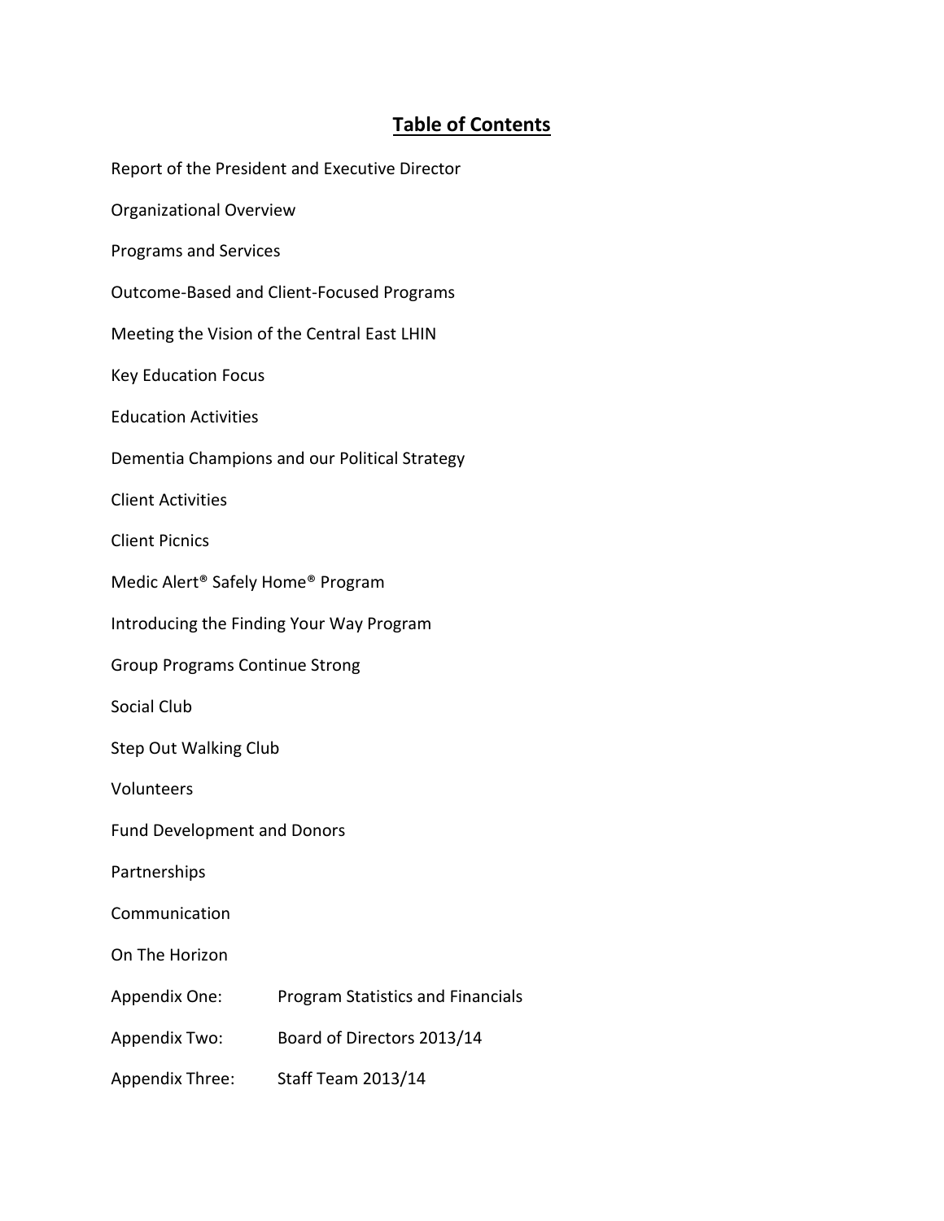# Table of Contents

Report of the President and Executive Director

Organizational Overview

Programs and Services

Outcome-Based and Client-Focused Programs

Meeting the Vision of the Central East LHIN

Key Education Focus

Education Activities

Dementia Champions and our Political Strategy

Client Activities

Client Picnics

Medic Alert® Safely Home® Program

Introducing the Finding Your Way Program

Group Programs Continue Strong

Social Club

Step Out Walking Club

Volunteers

Fund Development and Donors

Partnerships

Communication

On The Horizon

Appendix One: Program Statistics and Financials

Appendix Two: Board of Directors 2013/14

Appendix Three: Staff Team 2013/14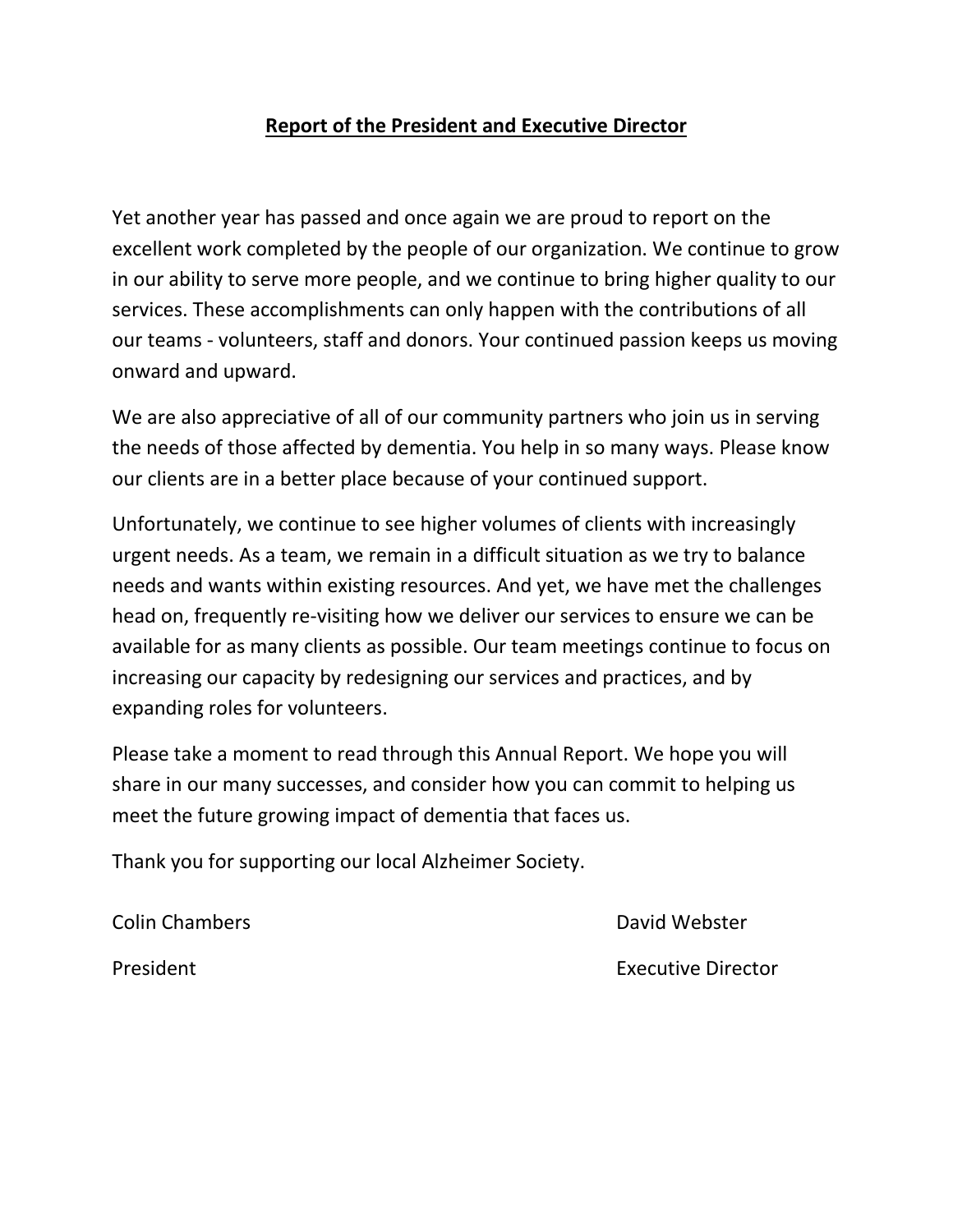# Report of the President and Executive Director

Yet another year has passed and once again we are proud to report on the excellent work completed by the people of our organization. We continue to grow in our ability to serve more people, and we continue to bring higher quality to our services. These accomplishments can only happen with the contributions of all our teams - volunteers, staff and donors. Your continued passion keeps us moving onward and upward.

We are also appreciative of all of our community partners who join us in serving the needs of those affected by dementia. You help in so many ways. Please know our clients are in a better place because of your continued support.

Unfortunately, we continue to see higher volumes of clients with increasingly urgent needs. As a team, we remain in a difficult situation as we try to balance needs and wants within existing resources. And yet, we have met the challenges head on, frequently re-visiting how we deliver our services to ensure we can be available for as many clients as possible. Our team meetings continue to focus on increasing our capacity by redesigning our services and practices, and by expanding roles for volunteers.

Please take a moment to read through this Annual Report. We hope you will share in our many successes, and consider how you can commit to helping us meet the future growing impact of dementia that faces us.

Thank you for supporting our local Alzheimer Society.

Colin Chambers
President

David Webster
Executive Director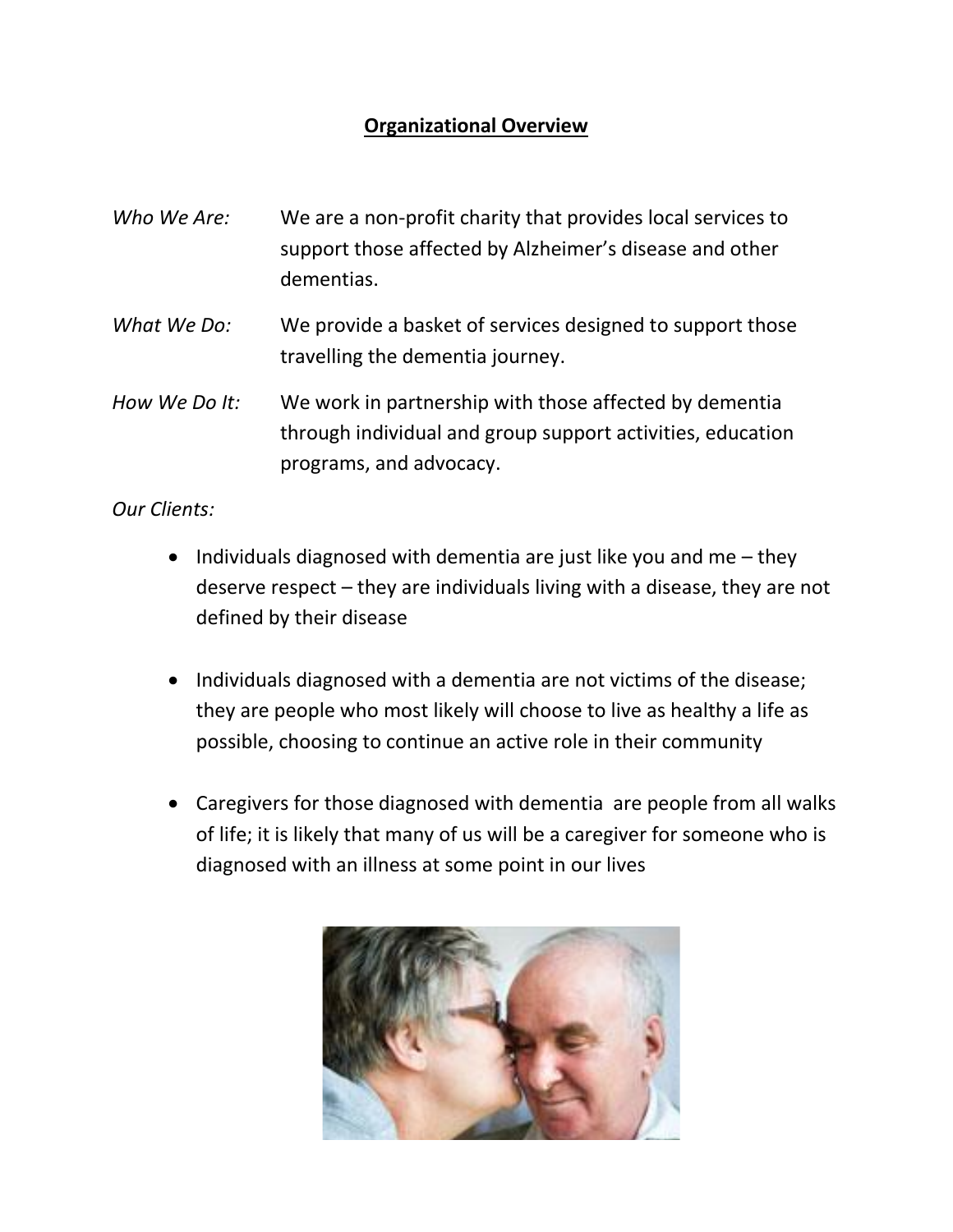# Organizational Overview

*Who We Are:* We are a non-profit charity that provides local services to support those affected by Alzheimer's disease and other dementias.

*What We Do:* We provide a basket of services designed to support those travelling the dementia journey.

*How We Do It:* We work in partnership with those affected by dementia through individual and group support activities, education programs, and advocacy.

*Our Clients:*

- Individuals diagnosed with dementia are just like you and me – they deserve respect – they are individuals living with a disease, they are not defined by their disease

- Individuals diagnosed with a dementia are not victims of the disease; they are people who most likely will choose to live as healthy a life as possible, choosing to continue an active role in their community

- Caregivers for those diagnosed with dementia are people from all walks of life; it is likely that many of us will be a caregiver for someone who is diagnosed with an illness at some point in our lives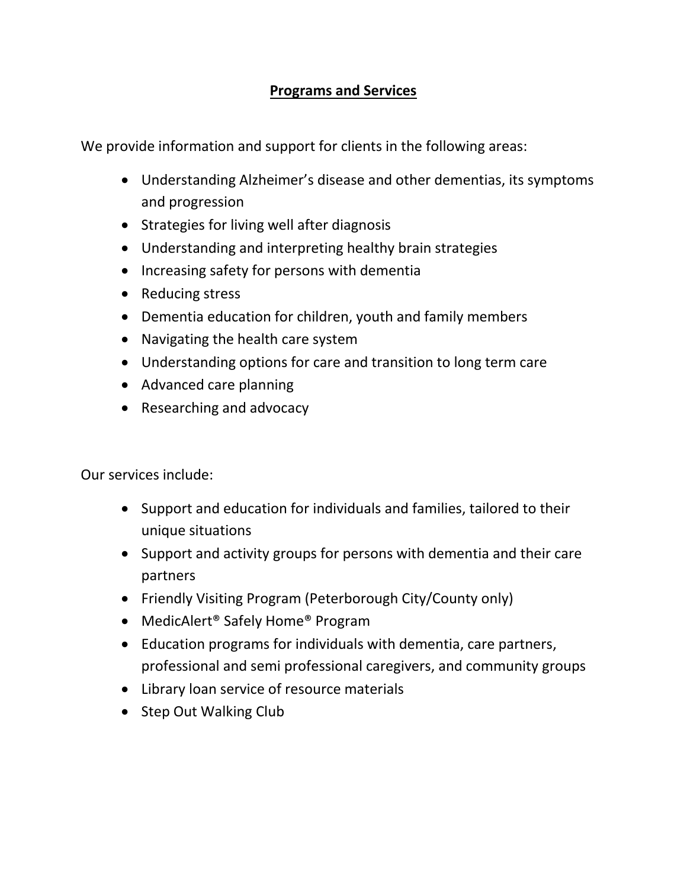## Programs and Services

We provide information and support for clients in the following areas:

- Understanding Alzheimer's disease and other dementias, its symptoms and progression
- Strategies for living well after diagnosis
- Understanding and interpreting healthy brain strategies
- Increasing safety for persons with dementia
- Reducing stress
- Dementia education for children, youth and family members
- Navigating the health care system
- Understanding options for care and transition to long term care
- Advanced care planning
- Researching and advocacy

Our services include:

- Support and education for individuals and families, tailored to their unique situations
- Support and activity groups for persons with dementia and their care partners
- Friendly Visiting Program (Peterborough City/County only)
- MedicAlert® Safely Home® Program
- Education programs for individuals with dementia, care partners, professional and semi professional caregivers, and community groups
- Library loan service of resource materials
- Step Out Walking Club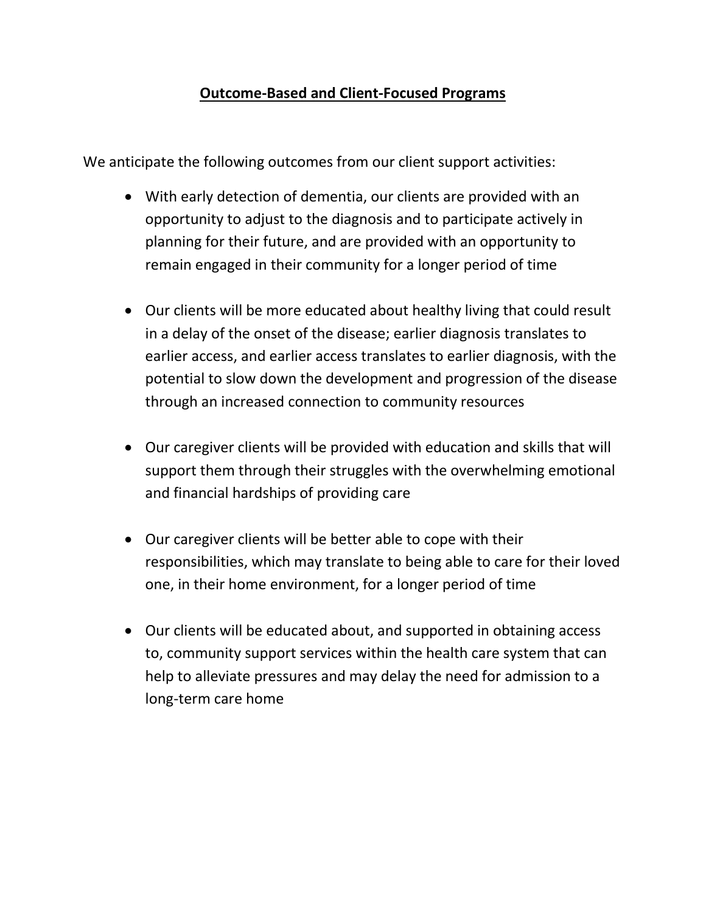## Outcome-Based and Client-Focused Programs

We anticipate the following outcomes from our client support activities:

- With early detection of dementia, our clients are provided with an opportunity to adjust to the diagnosis and to participate actively in planning for their future, and are provided with an opportunity to remain engaged in their community for a longer period of time

- Our clients will be more educated about healthy living that could result in a delay of the onset of the disease; earlier diagnosis translates to earlier access, and earlier access translates to earlier diagnosis, with the potential to slow down the development and progression of the disease through an increased connection to community resources

- Our caregiver clients will be provided with education and skills that will support them through their struggles with the overwhelming emotional and financial hardships of providing care

- Our caregiver clients will be better able to cope with their responsibilities, which may translate to being able to care for their loved one, in their home environment, for a longer period of time

- Our clients will be educated about, and supported in obtaining access to, community support services within the health care system that can help to alleviate pressures and may delay the need for admission to a long-term care home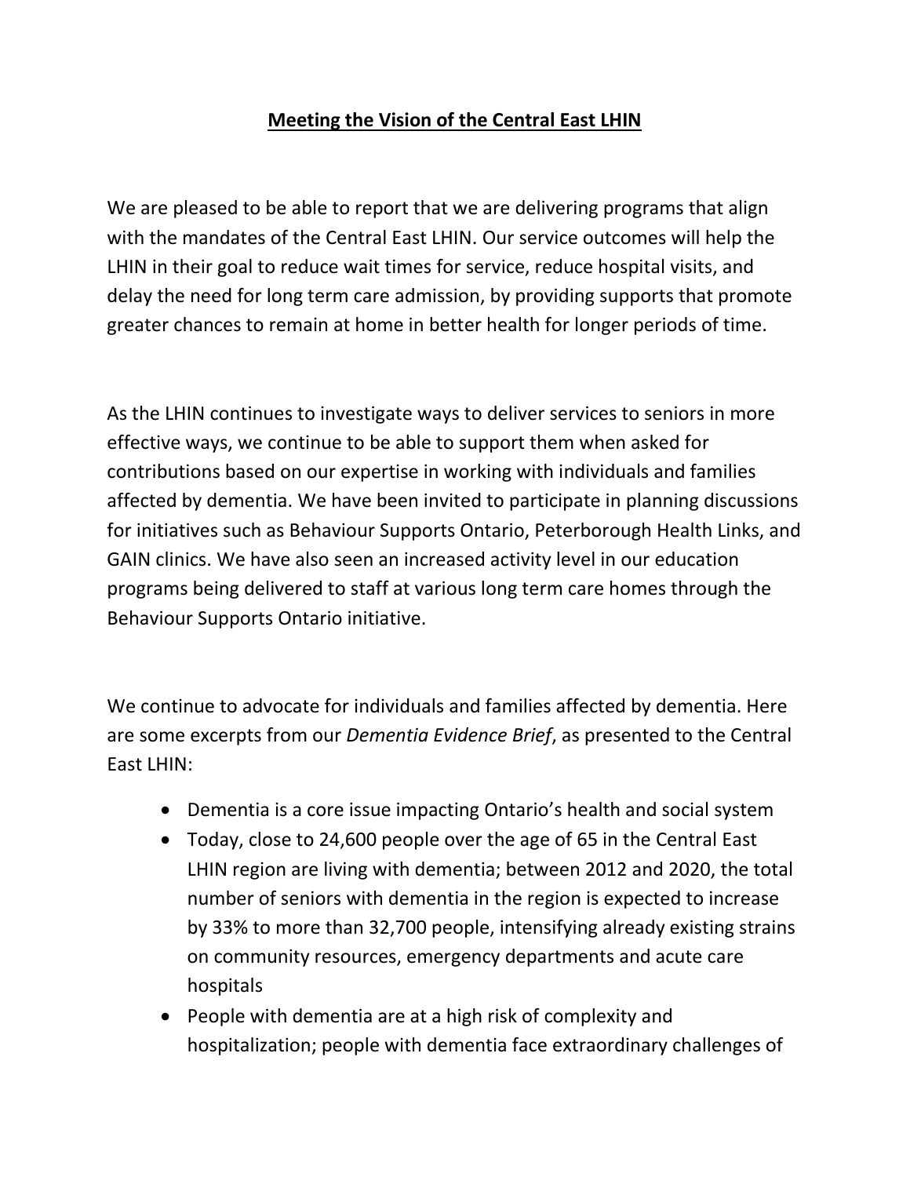# Meeting the Vision of the Central East LHIN

We are pleased to be able to report that we are delivering programs that align with the mandates of the Central East LHIN. Our service outcomes will help the LHIN in their goal to reduce wait times for service, reduce hospital visits, and delay the need for long term care admission, by providing supports that promote greater chances to remain at home in better health for longer periods of time.

As the LHIN continues to investigate ways to deliver services to seniors in more effective ways, we continue to be able to support them when asked for contributions based on our expertise in working with individuals and families affected by dementia. We have been invited to participate in planning discussions for initiatives such as Behaviour Supports Ontario, Peterborough Health Links, and GAIN clinics. We have also seen an increased activity level in our education programs being delivered to staff at various long term care homes through the Behaviour Supports Ontario initiative.

We continue to advocate for individuals and families affected by dementia. Here are some excerpts from our *Dementia Evidence Brief*, as presented to the Central East LHIN:

- Dementia is a core issue impacting Ontario's health and social system
- Today, close to 24,600 people over the age of 65 in the Central East LHIN region are living with dementia; between 2012 and 2020, the total number of seniors with dementia in the region is expected to increase by 33% to more than 32,700 people, intensifying already existing strains on community resources, emergency departments and acute care hospitals
- People with dementia are at a high risk of complexity and hospitalization; people with dementia face extraordinary challenges of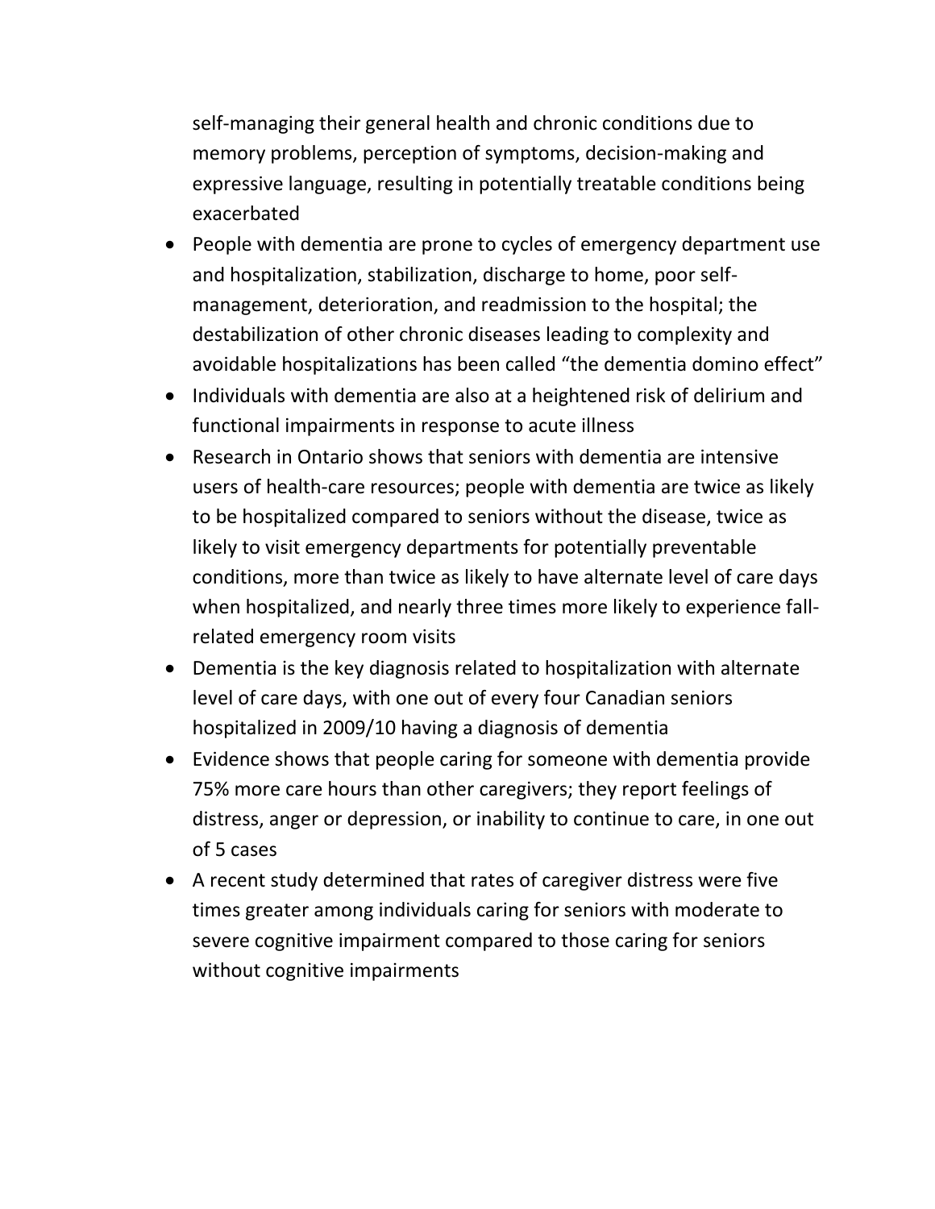self-managing their general health and chronic conditions due to memory problems, perception of symptoms, decision-making and expressive language, resulting in potentially treatable conditions being exacerbated

- People with dementia are prone to cycles of emergency department use and hospitalization, stabilization, discharge to home, poor self-management, deterioration, and readmission to the hospital; the destabilization of other chronic diseases leading to complexity and avoidable hospitalizations has been called "the dementia domino effect"
- Individuals with dementia are also at a heightened risk of delirium and functional impairments in response to acute illness
- Research in Ontario shows that seniors with dementia are intensive users of health-care resources; people with dementia are twice as likely to be hospitalized compared to seniors without the disease, twice as likely to visit emergency departments for potentially preventable conditions, more than twice as likely to have alternate level of care days when hospitalized, and nearly three times more likely to experience fall-related emergency room visits
- Dementia is the key diagnosis related to hospitalization with alternate level of care days, with one out of every four Canadian seniors hospitalized in 2009/10 having a diagnosis of dementia
- Evidence shows that people caring for someone with dementia provide 75% more care hours than other caregivers; they report feelings of distress, anger or depression, or inability to continue to care, in one out of 5 cases
- A recent study determined that rates of caregiver distress were five times greater among individuals caring for seniors with moderate to severe cognitive impairment compared to those caring for seniors without cognitive impairments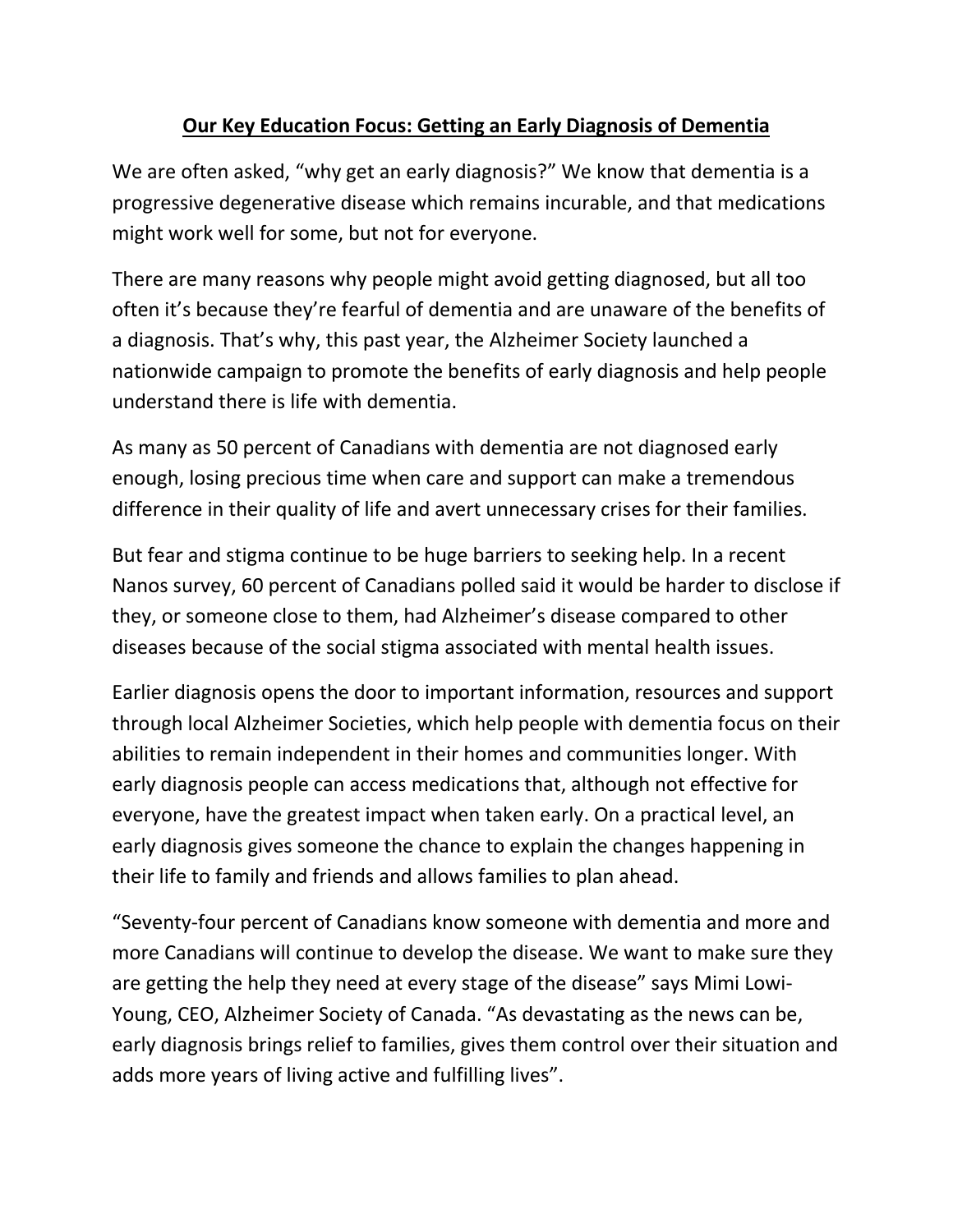## Our Key Education Focus: Getting an Early Diagnosis of Dementia

We are often asked, "why get an early diagnosis?" We know that dementia is a progressive degenerative disease which remains incurable, and that medications might work well for some, but not for everyone.

There are many reasons why people might avoid getting diagnosed, but all too often it's because they're fearful of dementia and are unaware of the benefits of a diagnosis. That's why, this past year, the Alzheimer Society launched a nationwide campaign to promote the benefits of early diagnosis and help people understand there is life with dementia.

As many as 50 percent of Canadians with dementia are not diagnosed early enough, losing precious time when care and support can make a tremendous difference in their quality of life and avert unnecessary crises for their families.

But fear and stigma continue to be huge barriers to seeking help. In a recent Nanos survey, 60 percent of Canadians polled said it would be harder to disclose if they, or someone close to them, had Alzheimer's disease compared to other diseases because of the social stigma associated with mental health issues.

Earlier diagnosis opens the door to important information, resources and support through local Alzheimer Societies, which help people with dementia focus on their abilities to remain independent in their homes and communities longer. With early diagnosis people can access medications that, although not effective for everyone, have the greatest impact when taken early. On a practical level, an early diagnosis gives someone the chance to explain the changes happening in their life to family and friends and allows families to plan ahead.

"Seventy-four percent of Canadians know someone with dementia and more and more Canadians will continue to develop the disease. We want to make sure they are getting the help they need at every stage of the disease" says Mimi Lowi-Young, CEO, Alzheimer Society of Canada. "As devastating as the news can be, early diagnosis brings relief to families, gives them control over their situation and adds more years of living active and fulfilling lives".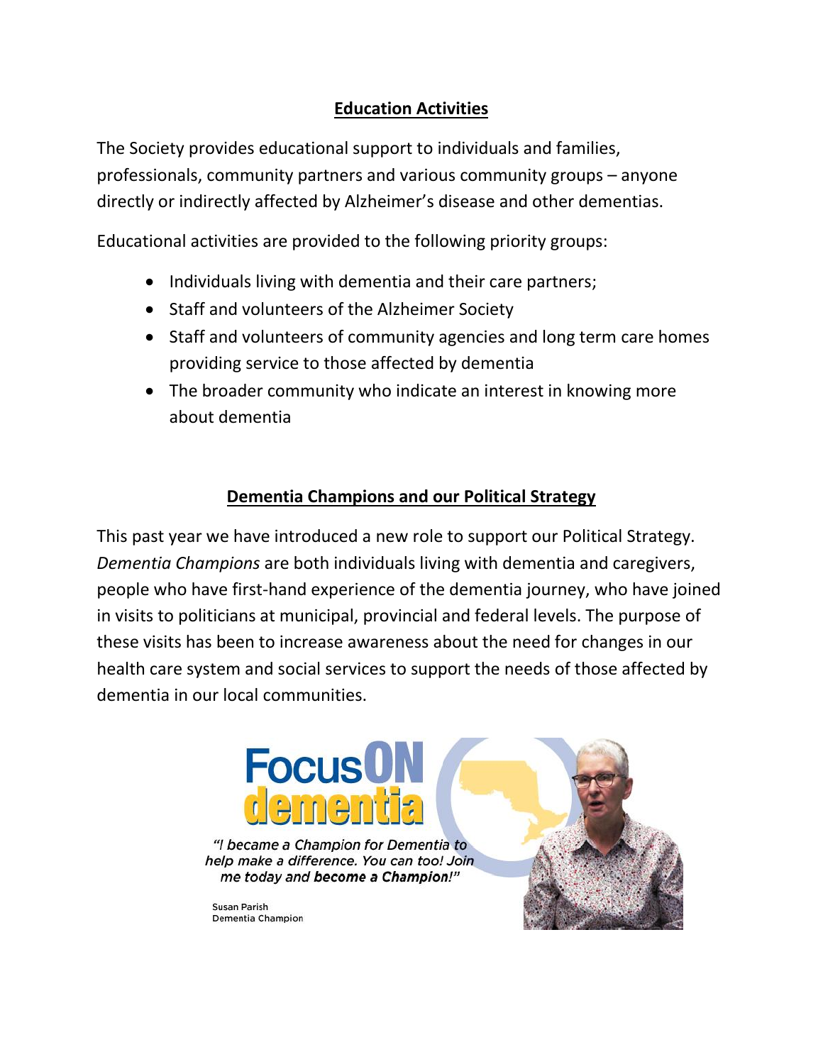## Education Activities

The Society provides educational support to individuals and families, professionals, community partners and various community groups – anyone directly or indirectly affected by Alzheimer's disease and other dementias.

Educational activities are provided to the following priority groups:

- Individuals living with dementia and their care partners;
- Staff and volunteers of the Alzheimer Society
- Staff and volunteers of community agencies and long term care homes providing service to those affected by dementia
- The broader community who indicate an interest in knowing more about dementia

## Dementia Champions and our Political Strategy

This past year we have introduced a new role to support our Political Strategy. *Dementia Champions* are both individuals living with dementia and caregivers, people who have first-hand experience of the dementia journey, who have joined in visits to politicians at municipal, provincial and federal levels. The purpose of these visits has been to increase awareness about the need for changes in our health care system and social services to support the needs of those affected by dementia in our local communities.

FocusON dementia

*"I became a Champion for Dementia to help make a difference. You can too! Join me today and **become a Champion!**"*

Susan Parish
Dementia Champion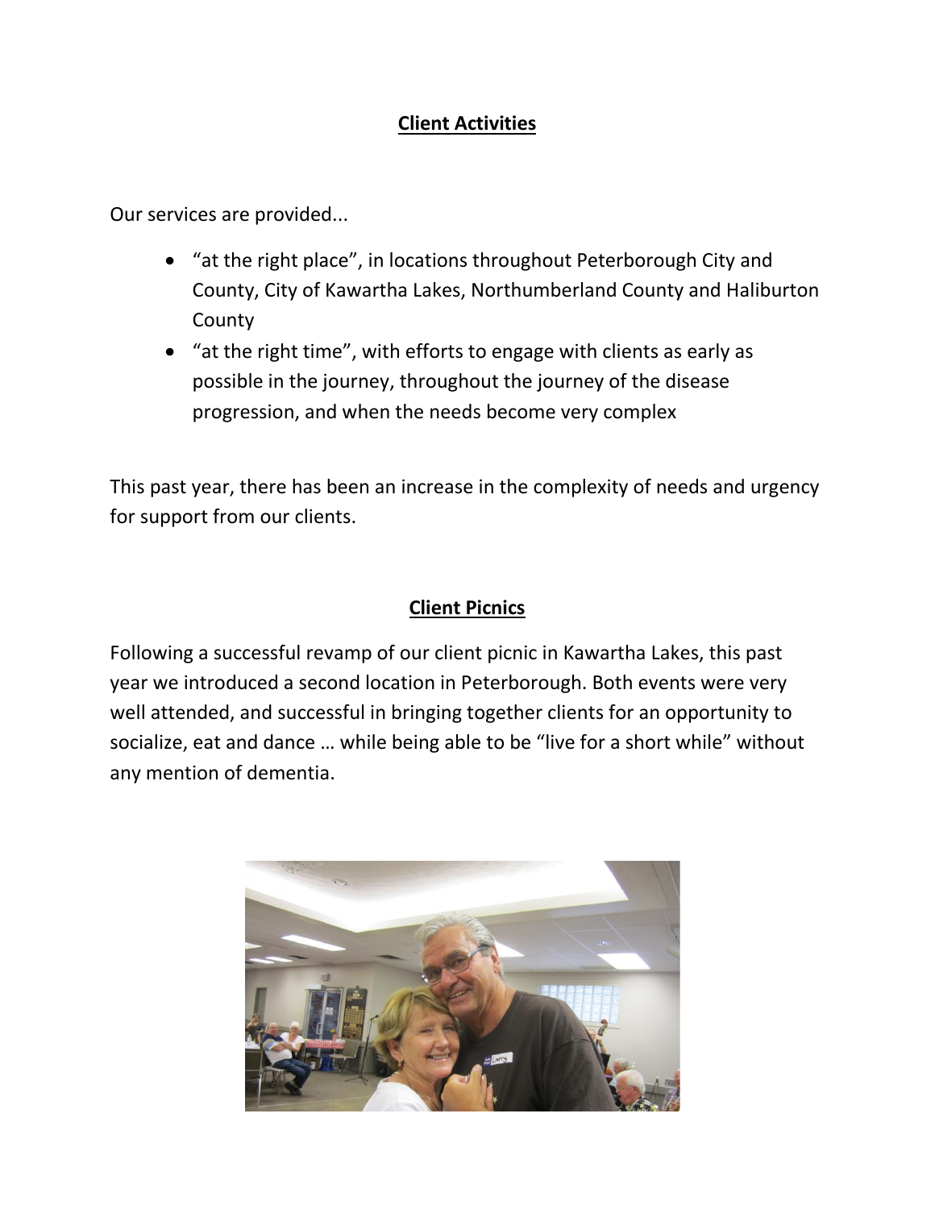## Client Activities

Our services are provided...

- "at the right place", in locations throughout Peterborough City and County, City of Kawartha Lakes, Northumberland County and Haliburton County
- "at the right time", with efforts to engage with clients as early as possible in the journey, throughout the journey of the disease progression, and when the needs become very complex

This past year, there has been an increase in the complexity of needs and urgency for support from our clients.

## Client Picnics

Following a successful revamp of our client picnic in Kawartha Lakes, this past year we introduced a second location in Peterborough. Both events were very well attended, and successful in bringing together clients for an opportunity to socialize, eat and dance … while being able to be "live for a short while" without any mention of dementia.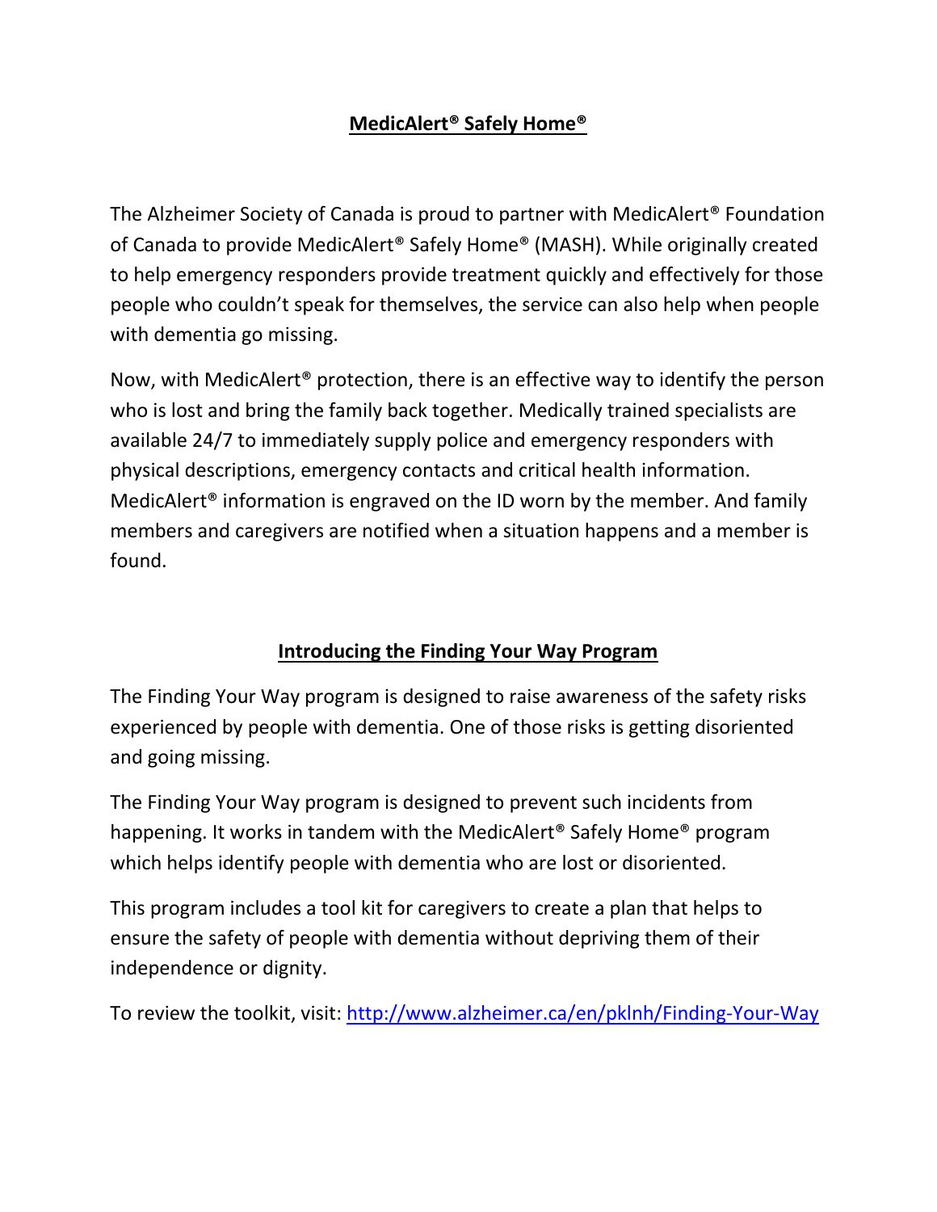## MedicAlert® Safely Home®

The Alzheimer Society of Canada is proud to partner with MedicAlert® Foundation of Canada to provide MedicAlert® Safely Home® (MASH). While originally created to help emergency responders provide treatment quickly and effectively for those people who couldn't speak for themselves, the service can also help when people with dementia go missing.

Now, with MedicAlert® protection, there is an effective way to identify the person who is lost and bring the family back together. Medically trained specialists are available 24/7 to immediately supply police and emergency responders with physical descriptions, emergency contacts and critical health information. MedicAlert® information is engraved on the ID worn by the member. And family members and caregivers are notified when a situation happens and a member is found.

## Introducing the Finding Your Way Program

The Finding Your Way program is designed to raise awareness of the safety risks experienced by people with dementia. One of those risks is getting disoriented and going missing.

The Finding Your Way program is designed to prevent such incidents from happening. It works in tandem with the MedicAlert® Safely Home® program which helps identify people with dementia who are lost or disoriented.

This program includes a tool kit for caregivers to create a plan that helps to ensure the safety of people with dementia without depriving them of their independence or dignity.

To review the toolkit, visit: [http://www.alzheimer.ca/en/pklnh/Finding-Your-Way](http://www.alzheimer.ca/en/pklnh/Finding-Your-Way)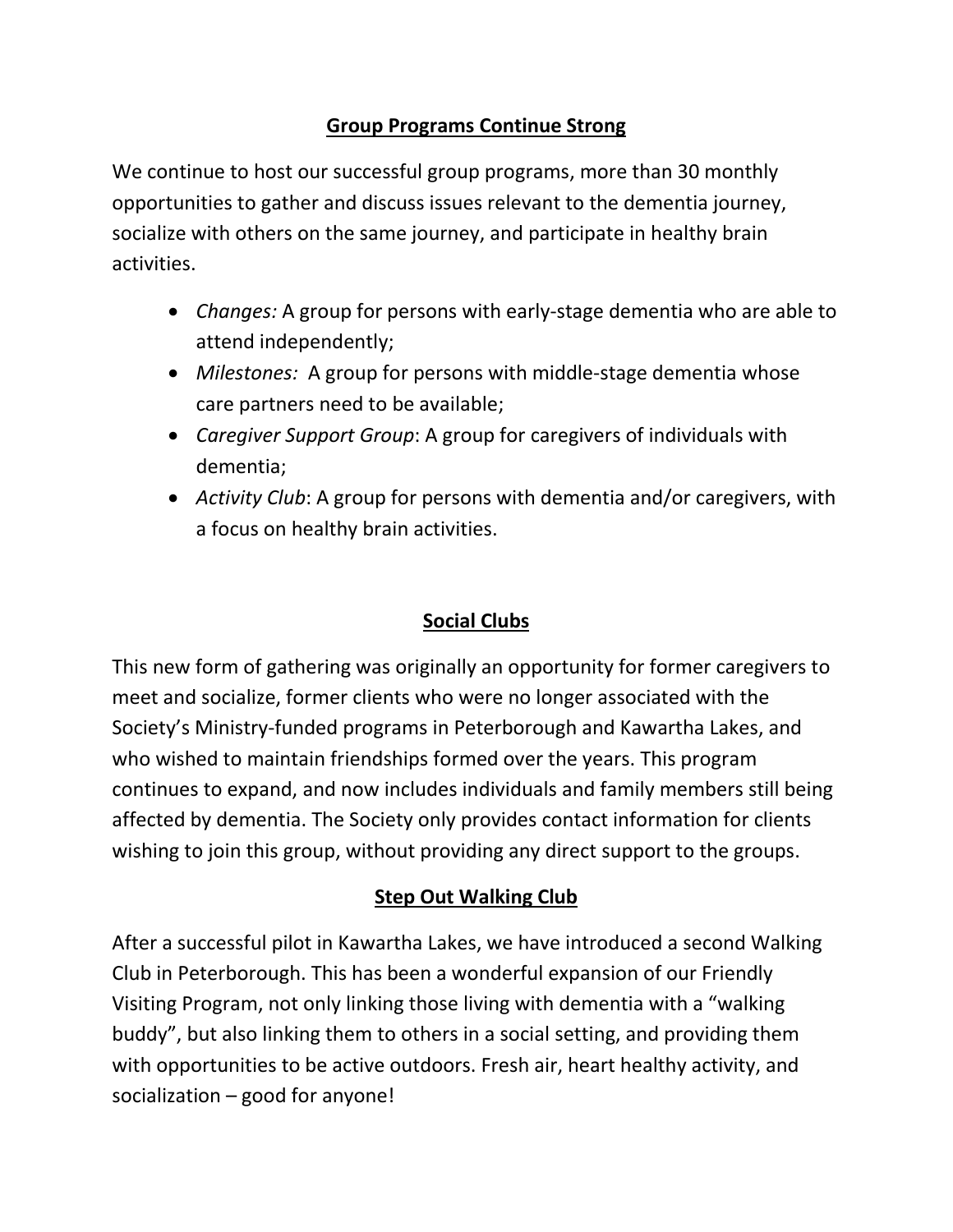## Group Programs Continue Strong

We continue to host our successful group programs, more than 30 monthly opportunities to gather and discuss issues relevant to the dementia journey, socialize with others on the same journey, and participate in healthy brain activities.

- *Changes:* A group for persons with early-stage dementia who are able to attend independently;
- *Milestones:* A group for persons with middle-stage dementia whose care partners need to be available;
- *Caregiver Support Group*: A group for caregivers of individuals with dementia;
- *Activity Club*: A group for persons with dementia and/or caregivers, with a focus on healthy brain activities.

## Social Clubs

This new form of gathering was originally an opportunity for former caregivers to meet and socialize, former clients who were no longer associated with the Society's Ministry-funded programs in Peterborough and Kawartha Lakes, and who wished to maintain friendships formed over the years. This program continues to expand, and now includes individuals and family members still being affected by dementia. The Society only provides contact information for clients wishing to join this group, without providing any direct support to the groups.

## Step Out Walking Club

After a successful pilot in Kawartha Lakes, we have introduced a second Walking Club in Peterborough. This has been a wonderful expansion of our Friendly Visiting Program, not only linking those living with dementia with a "walking buddy", but also linking them to others in a social setting, and providing them with opportunities to be active outdoors. Fresh air, heart healthy activity, and socialization – good for anyone!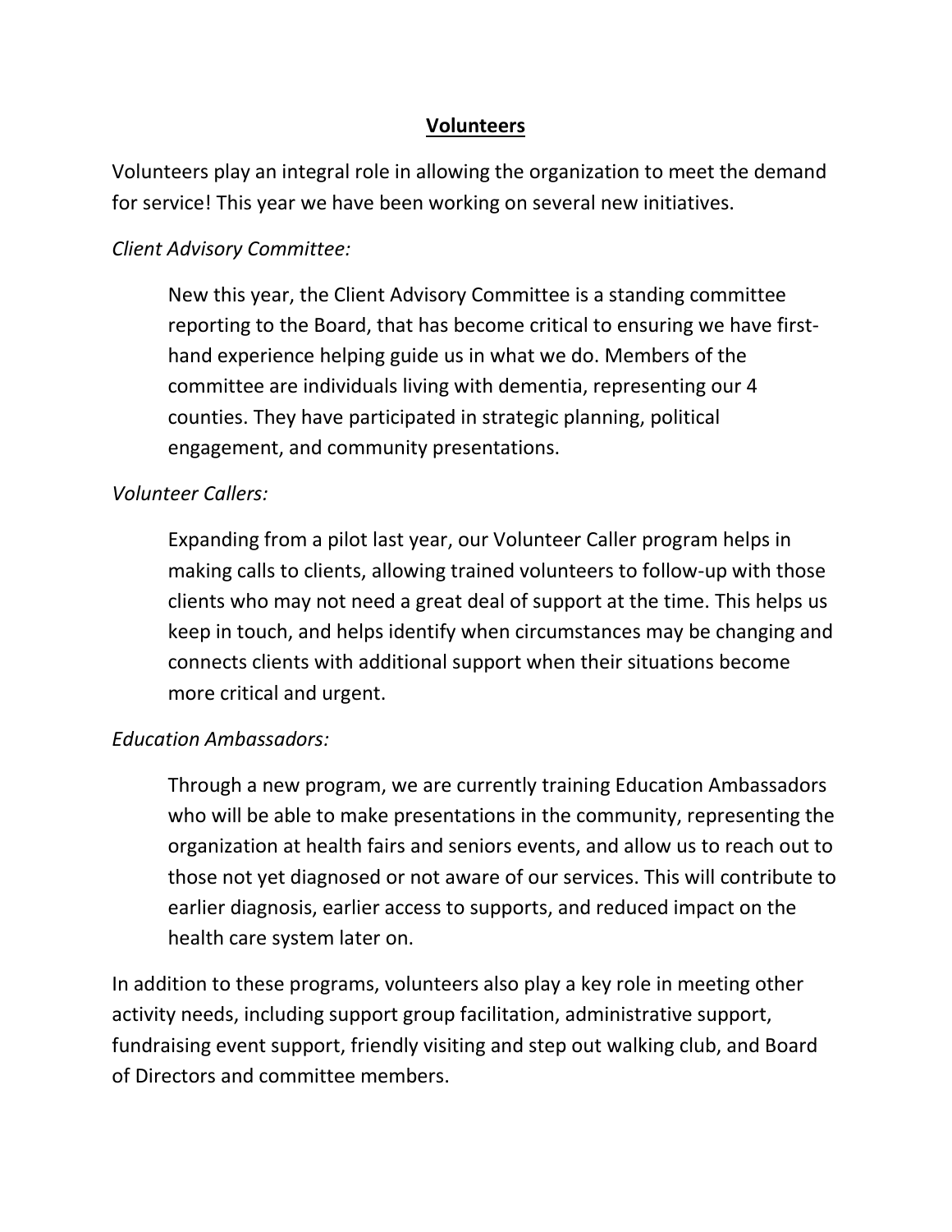## Volunteers

Volunteers play an integral role in allowing the organization to meet the demand for service! This year we have been working on several new initiatives.

*Client Advisory Committee:*

> New this year, the Client Advisory Committee is a standing committee reporting to the Board, that has become critical to ensuring we have first-hand experience helping guide us in what we do. Members of the committee are individuals living with dementia, representing our 4 counties. They have participated in strategic planning, political engagement, and community presentations.

*Volunteer Callers:*

> Expanding from a pilot last year, our Volunteer Caller program helps in making calls to clients, allowing trained volunteers to follow-up with those clients who may not need a great deal of support at the time. This helps us keep in touch, and helps identify when circumstances may be changing and connects clients with additional support when their situations become more critical and urgent.

*Education Ambassadors:*

> Through a new program, we are currently training Education Ambassadors who will be able to make presentations in the community, representing the organization at health fairs and seniors events, and allow us to reach out to those not yet diagnosed or not aware of our services. This will contribute to earlier diagnosis, earlier access to supports, and reduced impact on the health care system later on.

In addition to these programs, volunteers also play a key role in meeting other activity needs, including support group facilitation, administrative support, fundraising event support, friendly visiting and step out walking club, and Board of Directors and committee members.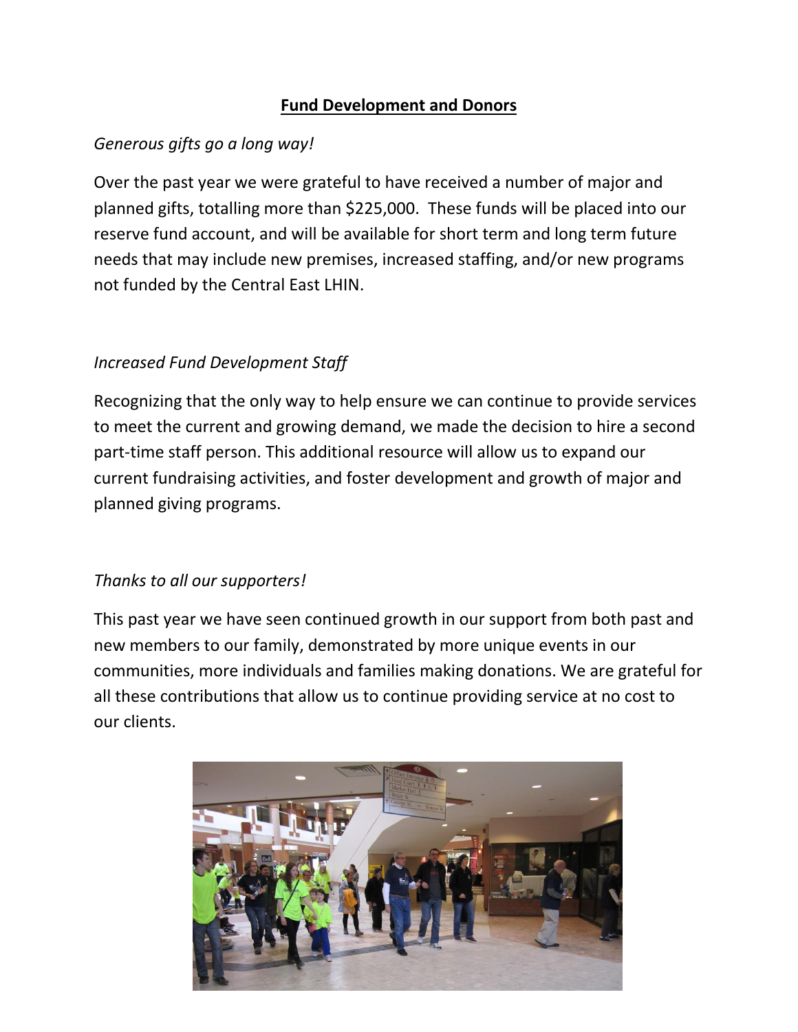## Fund Development and Donors

*Generous gifts go a long way!*

Over the past year we were grateful to have received a number of major and planned gifts, totalling more than $225,000. These funds will be placed into our reserve fund account, and will be available for short term and long term future needs that may include new premises, increased staffing, and/or new programs not funded by the Central East LHIN.

*Increased Fund Development Staff*

Recognizing that the only way to help ensure we can continue to provide services to meet the current and growing demand, we made the decision to hire a second part-time staff person. This additional resource will allow us to expand our current fundraising activities, and foster development and growth of major and planned giving programs.

*Thanks to all our supporters!*

This past year we have seen continued growth in our support from both past and new members to our family, demonstrated by more unique events in our communities, more individuals and families making donations. We are grateful for all these contributions that allow us to continue providing service at no cost to our clients.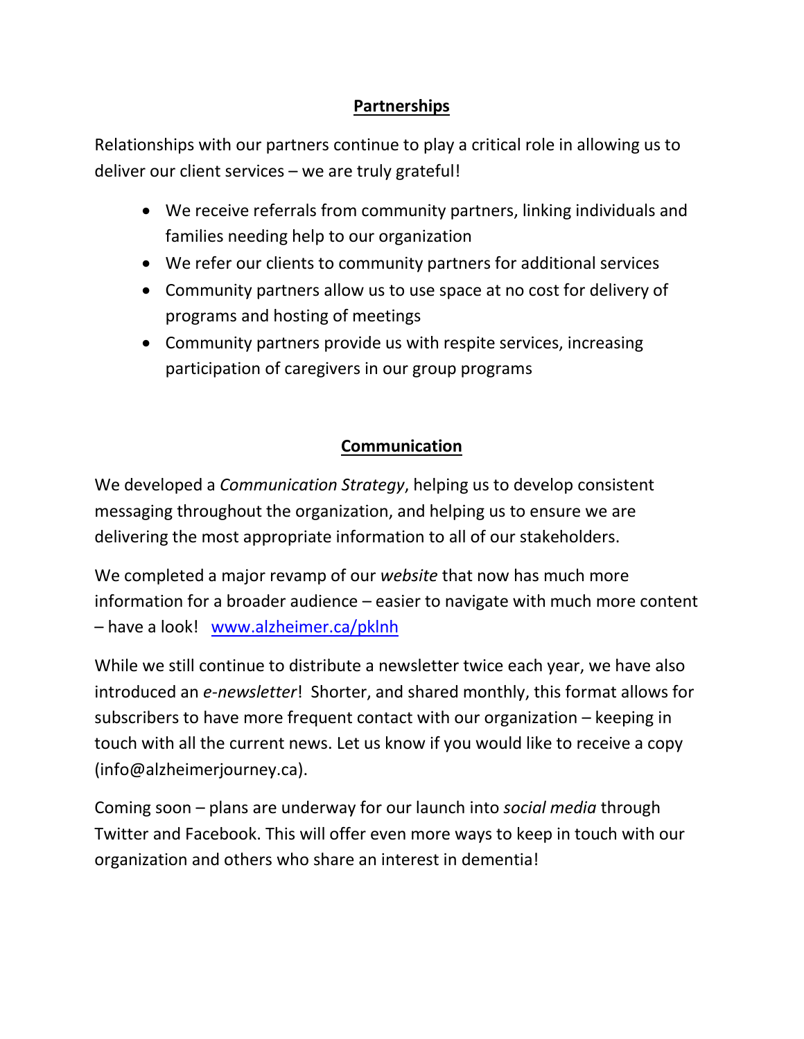## Partnerships

Relationships with our partners continue to play a critical role in allowing us to deliver our client services – we are truly grateful!

- We receive referrals from community partners, linking individuals and families needing help to our organization
- We refer our clients to community partners for additional services
- Community partners allow us to use space at no cost for delivery of programs and hosting of meetings
- Community partners provide us with respite services, increasing participation of caregivers in our group programs

## Communication

We developed a *Communication Strategy*, helping us to develop consistent messaging throughout the organization, and helping us to ensure we are delivering the most appropriate information to all of our stakeholders.

We completed a major revamp of our *website* that now has much more information for a broader audience – easier to navigate with much more content – have a look! [www.alzheimer.ca/pklnh](http://www.alzheimer.ca/pklnh)

While we still continue to distribute a newsletter twice each year, we have also introduced an *e-newsletter*! Shorter, and shared monthly, this format allows for subscribers to have more frequent contact with our organization – keeping in touch with all the current news. Let us know if you would like to receive a copy (info@alzheimerjourney.ca).

Coming soon – plans are underway for our launch into *social media* through Twitter and Facebook. This will offer even more ways to keep in touch with our organization and others who share an interest in dementia!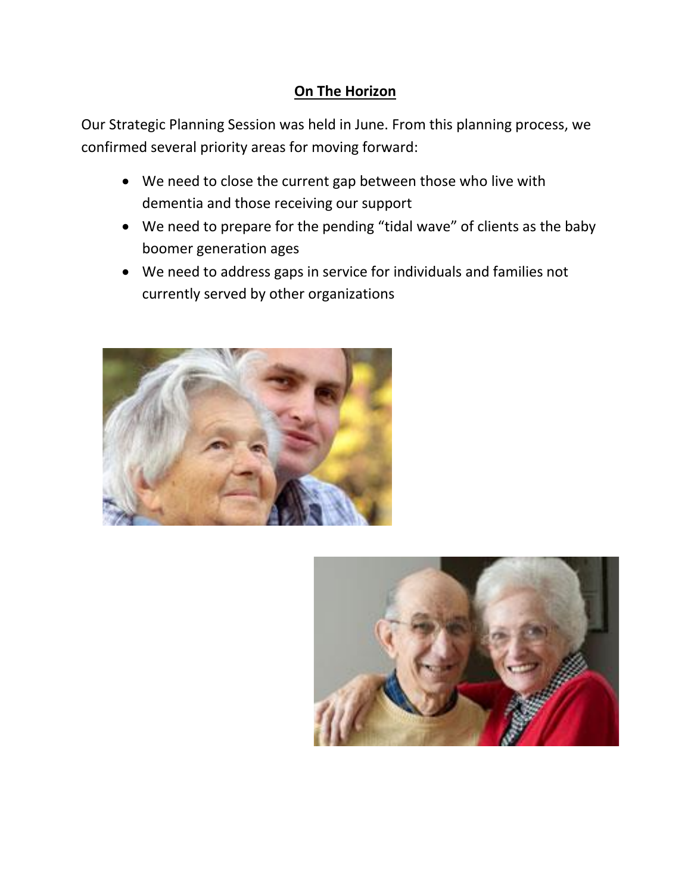## On The Horizon

Our Strategic Planning Session was held in June. From this planning process, we confirmed several priority areas for moving forward:

- We need to close the current gap between those who live with dementia and those receiving our support
- We need to prepare for the pending "tidal wave" of clients as the baby boomer generation ages
- We need to address gaps in service for individuals and families not currently served by other organizations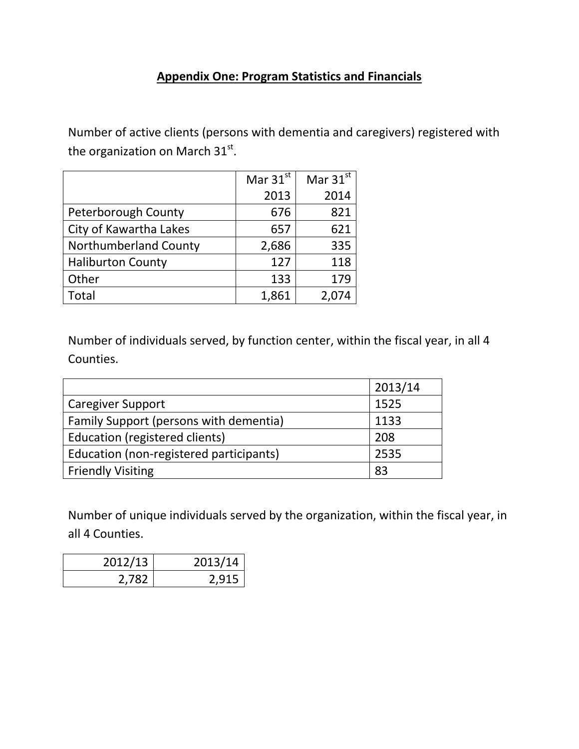## **Appendix One: Program Statistics and Financials**

Number of active clients (persons with dementia and caregivers) registered with the organization on March 31st.

| | Mar 31st 2013 | Mar 31st 2014 |
|---|---:|---:|
| Peterborough County | 676 | 821 |
| City of Kawartha Lakes | 657 | 621 |
| Northumberland County | 2,686 | 335 |
| Haliburton County | 127 | 118 |
| Other | 133 | 179 |
| Total | 1,861 | 2,074 |

Number of individuals served, by function center, within the fiscal year, in all 4 Counties.

| | 2013/14 |
|---|---|
| Caregiver Support | 1525 |
| Family Support (persons with dementia) | 1133 |
| Education (registered clients) | 208 |
| Education (non-registered participants) | 2535 |
| Friendly Visiting | 83 |

Number of unique individuals served by the organization, within the fiscal year, in all 4 Counties.

| 2012/13 | 2013/14 |
|---:|---:|
| 2,782 | 2,915 |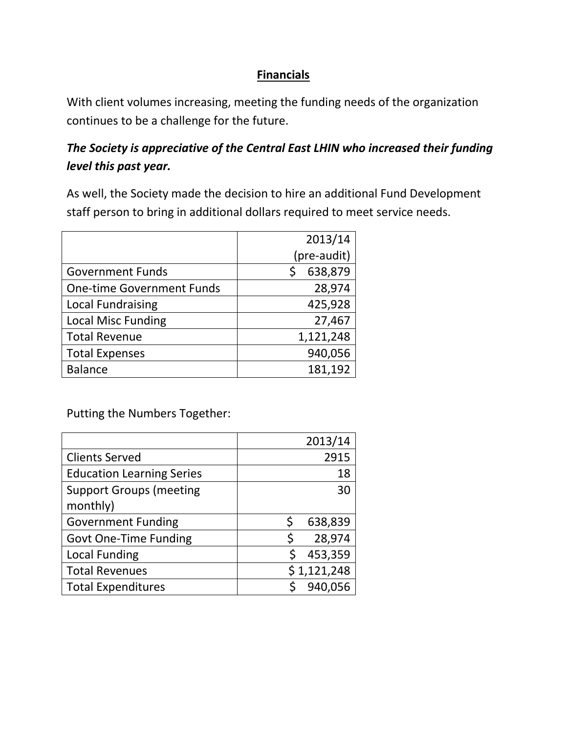## Financials

With client volumes increasing, meeting the funding needs of the organization continues to be a challenge for the future.

***The Society is appreciative of the Central East LHIN who increased their funding level this past year.***

As well, the Society made the decision to hire an additional Fund Development staff person to bring in additional dollars required to meet service needs.

| | 2013/14 (pre-audit) |
|---|---:|
| Government Funds | $ 638,879 |
| One-time Government Funds | 28,974 |
| Local Fundraising | 425,928 |
| Local Misc Funding | 27,467 |
| Total Revenue | 1,121,248 |
| Total Expenses | 940,056 |
| Balance | 181,192 |

Putting the Numbers Together:

| | 2013/14 |
|---|---:|
| Clients Served | 2915 |
| Education Learning Series | 18 |
| Support Groups (meeting monthly) | 30 |
| Government Funding | $ 638,839 |
| Govt One-Time Funding | $ 28,974 |
| Local Funding | $ 453,359 |
| Total Revenues | $ 1,121,248 |
| Total Expenditures | $ 940,056 |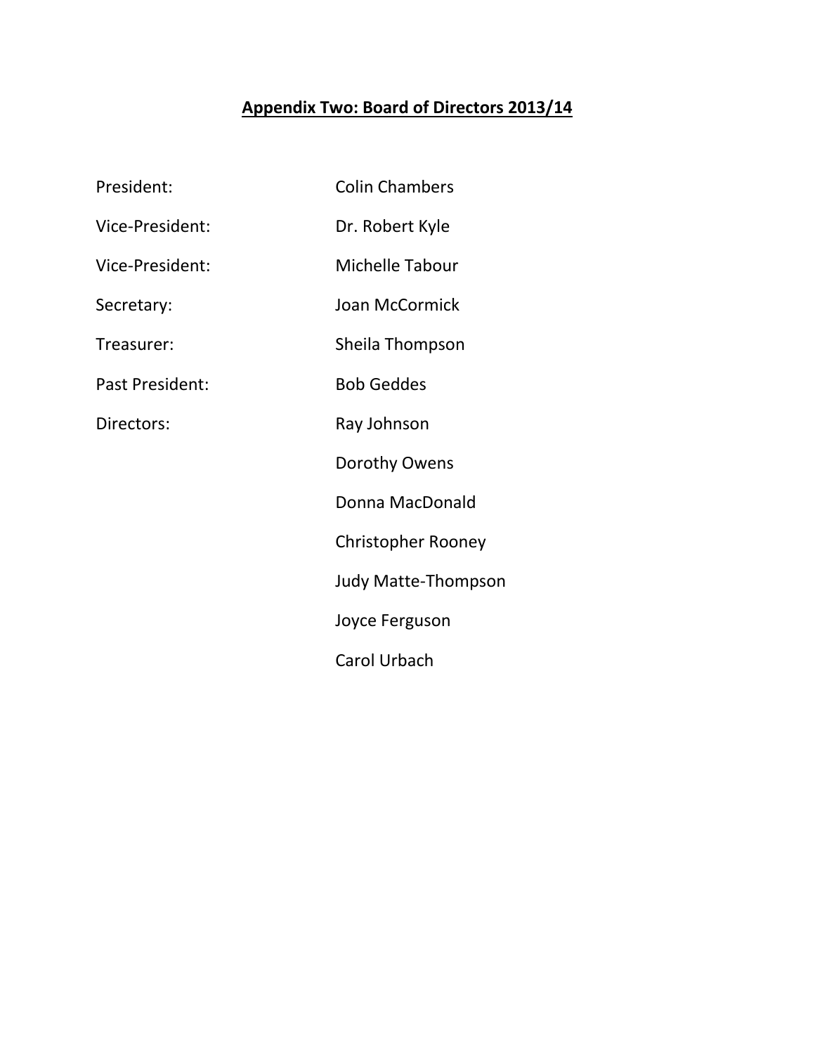## Appendix Two: Board of Directors 2013/14

| | |
|---|---|
| President: | Colin Chambers |
| Vice-President: | Dr. Robert Kyle |
| Vice-President: | Michelle Tabour |
| Secretary: | Joan McCormick |
| Treasurer: | Sheila Thompson |
| Past President: | Bob Geddes |
| Directors: | Ray Johnson |
| | Dorothy Owens |
| | Donna MacDonald |
| | Christopher Rooney |
| | Judy Matte-Thompson |
| | Joyce Ferguson |
| | Carol Urbach |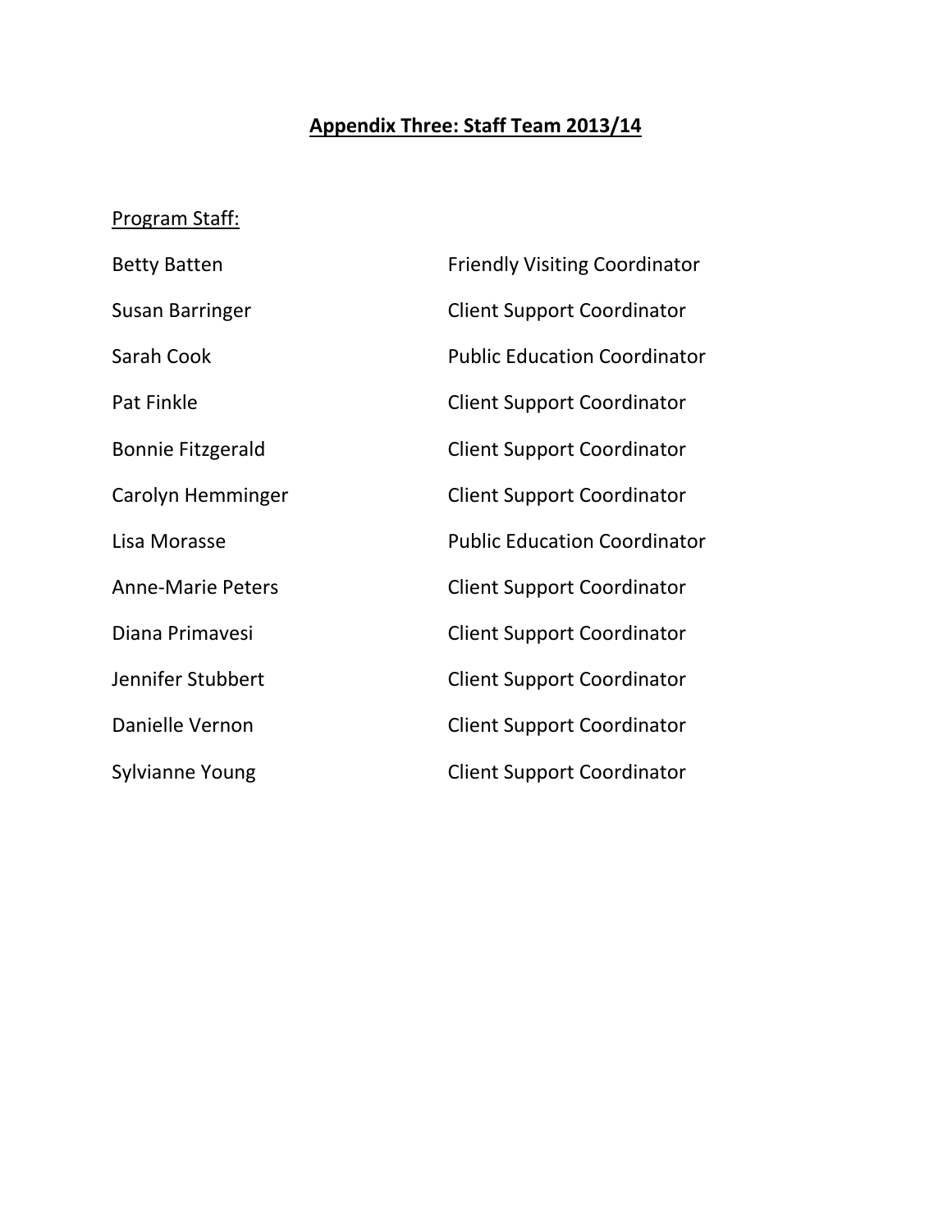## Appendix Three: Staff Team 2013/14

Program Staff:

| Name | Role |
|---|---|
| Betty Batten | Friendly Visiting Coordinator |
| Susan Barringer | Client Support Coordinator |
| Sarah Cook | Public Education Coordinator |
| Pat Finkle | Client Support Coordinator |
| Bonnie Fitzgerald | Client Support Coordinator |
| Carolyn Hemminger | Client Support Coordinator |
| Lisa Morasse | Public Education Coordinator |
| Anne-Marie Peters | Client Support Coordinator |
| Diana Primavesi | Client Support Coordinator |
| Jennifer Stubbert | Client Support Coordinator |
| Danielle Vernon | Client Support Coordinator |
| Sylvianne Young | Client Support Coordinator |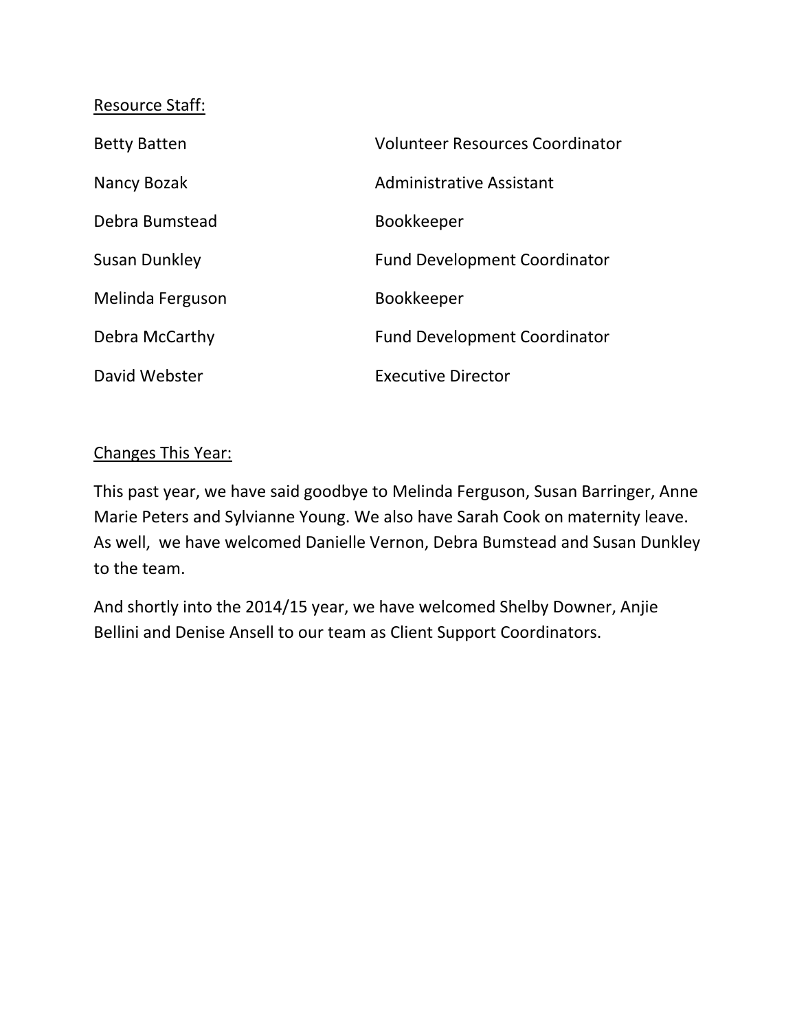Resource Staff:

| | |
|---|---|
| Betty Batten | Volunteer Resources Coordinator |
| Nancy Bozak | Administrative Assistant |
| Debra Bumstead | Bookkeeper |
| Susan Dunkley | Fund Development Coordinator |
| Melinda Ferguson | Bookkeeper |
| Debra McCarthy | Fund Development Coordinator |
| David Webster | Executive Director |

Changes This Year:

This past year, we have said goodbye to Melinda Ferguson, Susan Barringer, Anne Marie Peters and Sylvianne Young. We also have Sarah Cook on maternity leave. As well, we have welcomed Danielle Vernon, Debra Bumstead and Susan Dunkley to the team.

And shortly into the 2014/15 year, we have welcomed Shelby Downer, Anjie Bellini and Denise Ansell to our team as Client Support Coordinators.